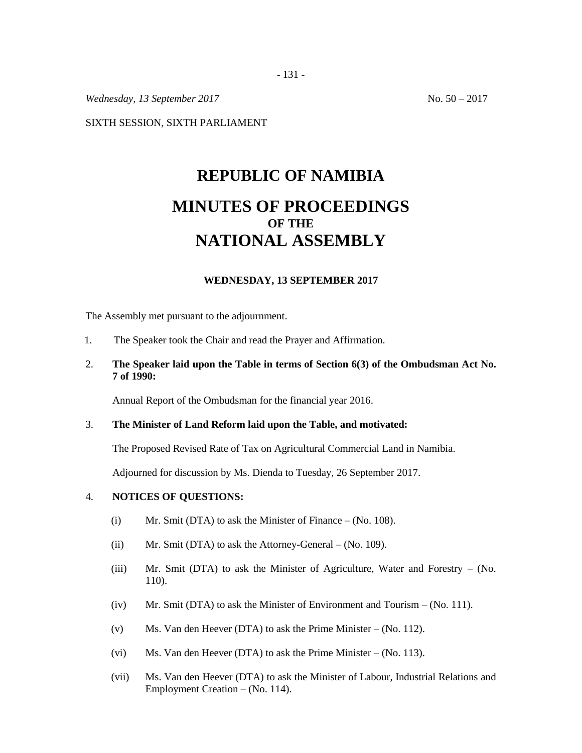*Wednesday, 13 September 2017* No. 50 – 2017

SIXTH SESSION, SIXTH PARLIAMENT

# REPUBLIC OF NAMIBIA

# MINUTES OF PROCEEDINGS
### OF THE
# NATIONAL ASSEMBLY

**WEDNESDAY, 13 SEPTEMBER 2017**

The Assembly met pursuant to the adjournment.

1. The Speaker took the Chair and read the Prayer and Affirmation.

2. **The Speaker laid upon the Table in terms of Section 6(3) of the Ombudsman Act No. 7 of 1990:**

   Annual Report of the Ombudsman for the financial year 2016.

3. **The Minister of Land Reform laid upon the Table, and motivated:**

   The Proposed Revised Rate of Tax on Agricultural Commercial Land in Namibia.

   Adjourned for discussion by Ms. Dienda to Tuesday, 26 September 2017.

4. **NOTICES OF QUESTIONS:**

   (i) Mr. Smit (DTA) to ask the Minister of Finance – (No. 108).

   (ii) Mr. Smit (DTA) to ask the Attorney-General – (No. 109).

   (iii) Mr. Smit (DTA) to ask the Minister of Agriculture, Water and Forestry – (No. 110).

   (iv) Mr. Smit (DTA) to ask the Minister of Environment and Tourism – (No. 111).

   (v) Ms. Van den Heever (DTA) to ask the Prime Minister – (No. 112).

   (vi) Ms. Van den Heever (DTA) to ask the Prime Minister – (No. 113).

   (vii) Ms. Van den Heever (DTA) to ask the Minister of Labour, Industrial Relations and Employment Creation – (No. 114).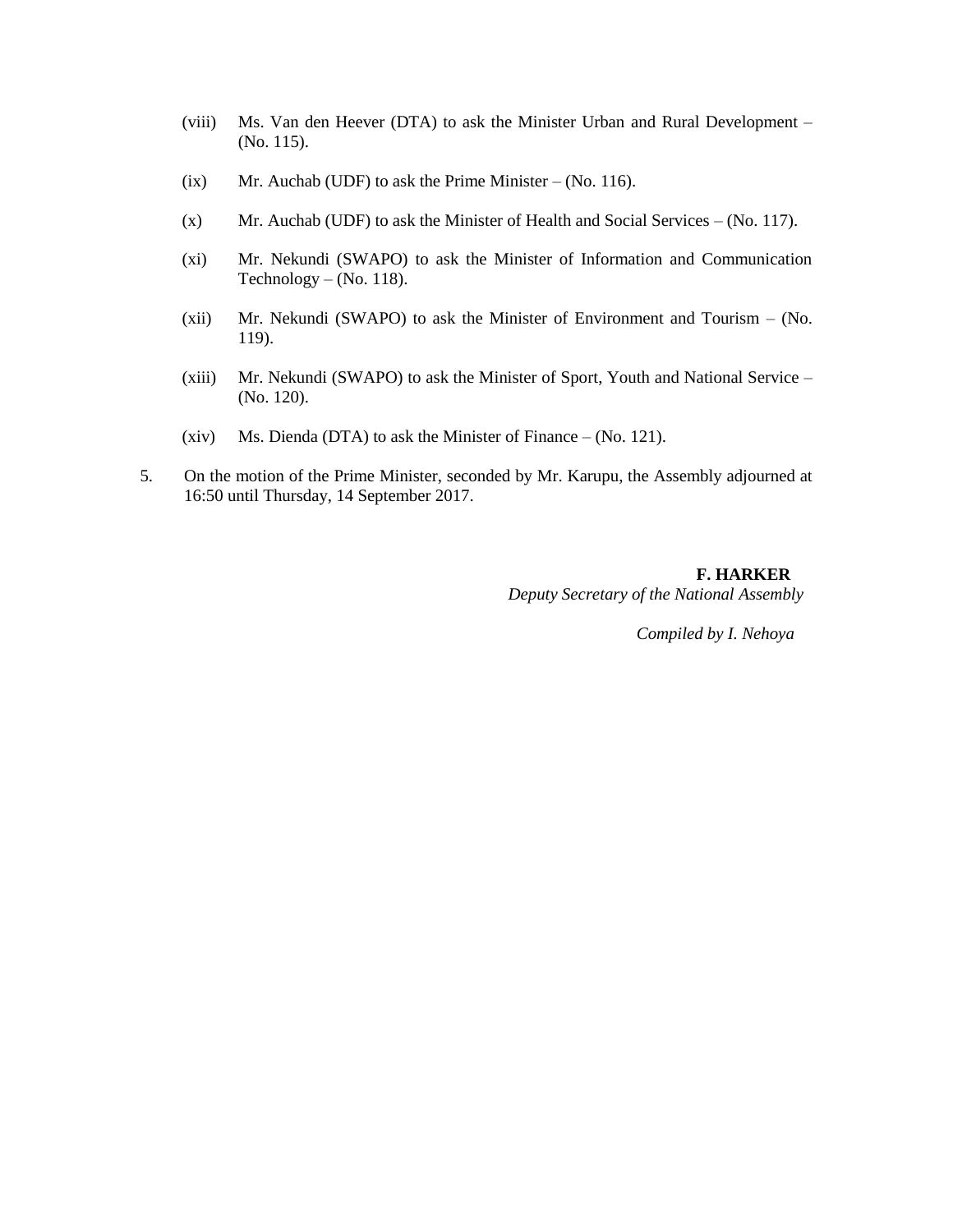(viii) Ms. Van den Heever (DTA) to ask the Minister Urban and Rural Development – (No. 115).

(ix) Mr. Auchab (UDF) to ask the Prime Minister – (No. 116).

(x) Mr. Auchab (UDF) to ask the Minister of Health and Social Services – (No. 117).

(xi) Mr. Nekundi (SWAPO) to ask the Minister of Information and Communication Technology – (No. 118).

(xii) Mr. Nekundi (SWAPO) to ask the Minister of Environment and Tourism – (No. 119).

(xiii) Mr. Nekundi (SWAPO) to ask the Minister of Sport, Youth and National Service – (No. 120).

(xiv) Ms. Dienda (DTA) to ask the Minister of Finance – (No. 121).

5. On the motion of the Prime Minister, seconded by Mr. Karupu, the Assembly adjourned at 16:50 until Thursday, 14 September 2017.

**F. HARKER**
*Deputy Secretary of the National Assembly*

*Compiled by I. Nehoya*